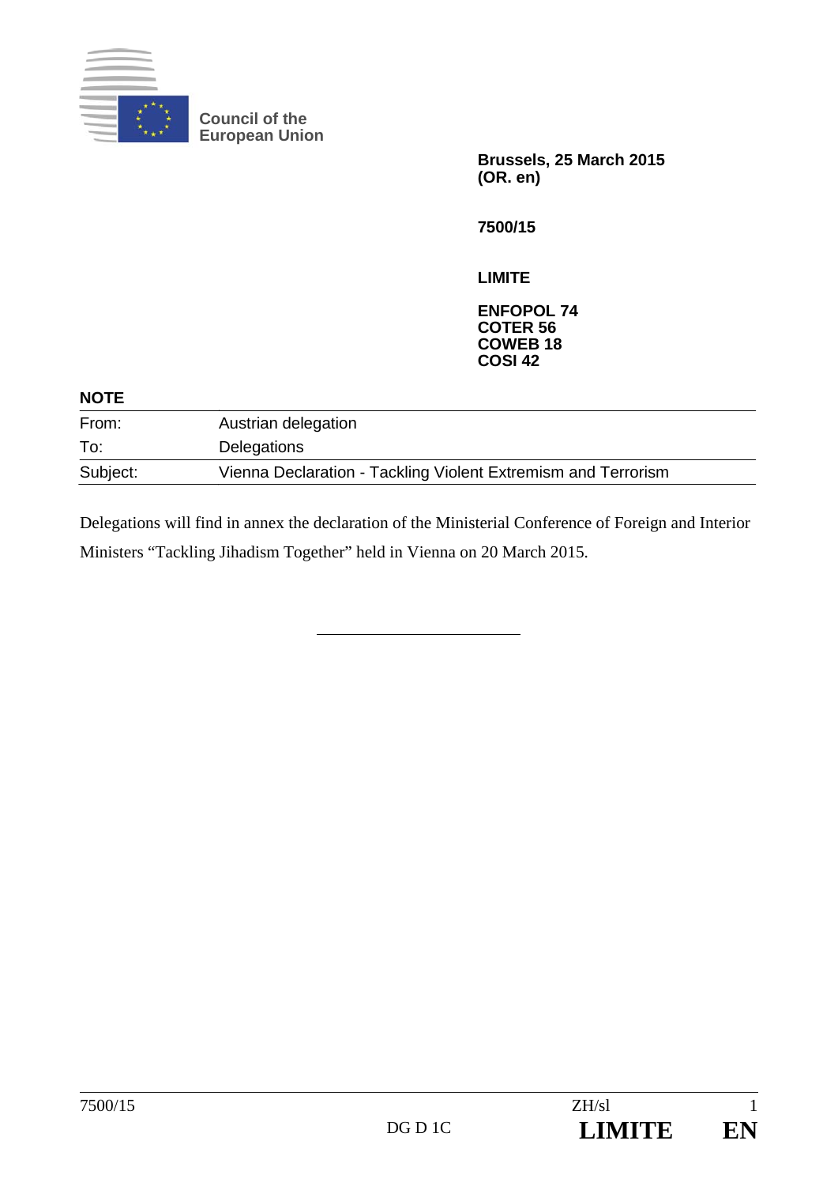Council of the
European Union

**Brussels, 25 March 2015**
**(OR. en)**

**7500/15**

**LIMITE**

**ENFOPOL 74**
**COTER 56**
**COWEB 18**
**COSI 42**

**NOTE**

| | |
|---|---|
| From: | Austrian delegation |
| To: | Delegations |
| Subject: | Vienna Declaration - Tackling Violent Extremism and Terrorism |

Delegations will find in annex the declaration of the Ministerial Conference of Foreign and Interior Ministers "Tackling Jihadism Together" held in Vienna on 20 March 2015.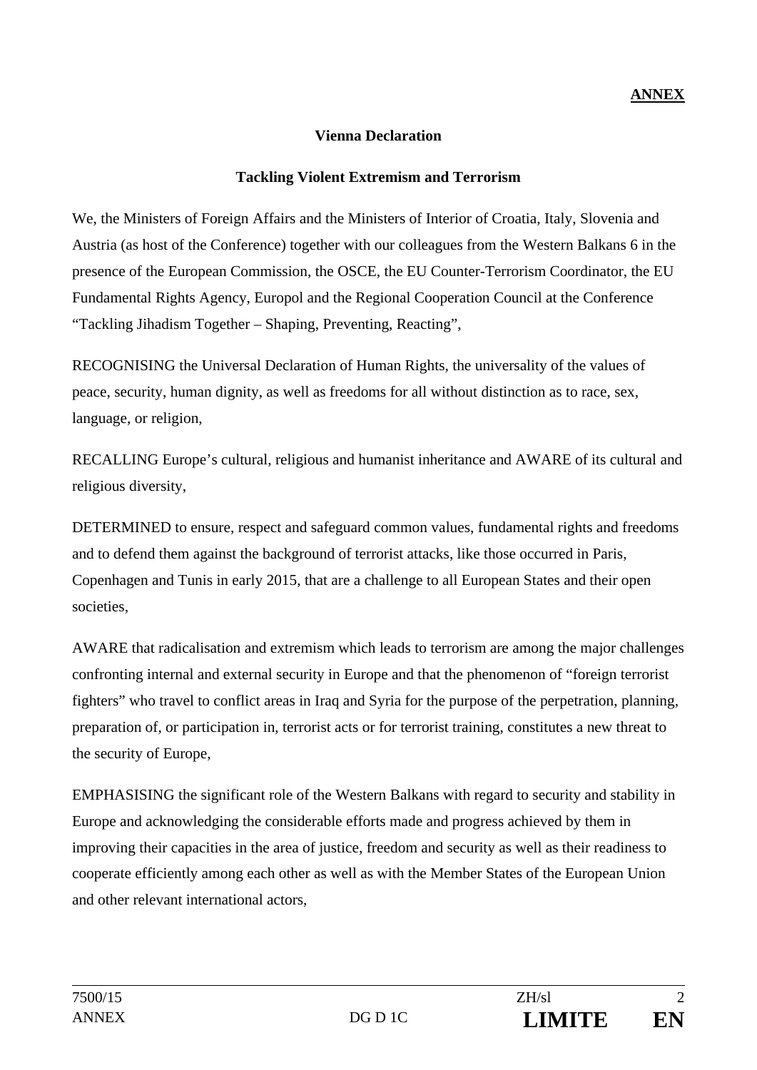**ANNEX**

**Vienna Declaration**

**Tackling Violent Extremism and Terrorism**

We, the Ministers of Foreign Affairs and the Ministers of Interior of Croatia, Italy, Slovenia and Austria (as host of the Conference) together with our colleagues from the Western Balkans 6 in the presence of the European Commission, the OSCE, the EU Counter-Terrorism Coordinator, the EU Fundamental Rights Agency, Europol and the Regional Cooperation Council at the Conference "Tackling Jihadism Together – Shaping, Preventing, Reacting",

RECOGNISING the Universal Declaration of Human Rights, the universality of the values of peace, security, human dignity, as well as freedoms for all without distinction as to race, sex, language, or religion,

RECALLING Europe's cultural, religious and humanist inheritance and AWARE of its cultural and religious diversity,

DETERMINED to ensure, respect and safeguard common values, fundamental rights and freedoms and to defend them against the background of terrorist attacks, like those occurred in Paris, Copenhagen and Tunis in early 2015, that are a challenge to all European States and their open societies,

AWARE that radicalisation and extremism which leads to terrorism are among the major challenges confronting internal and external security in Europe and that the phenomenon of "foreign terrorist fighters" who travel to conflict areas in Iraq and Syria for the purpose of the perpetration, planning, preparation of, or participation in, terrorist acts or for terrorist training, constitutes a new threat to the security of Europe,

EMPHASISING the significant role of the Western Balkans with regard to security and stability in Europe and acknowledging the considerable efforts made and progress achieved by them in improving their capacities in the area of justice, freedom and security as well as their readiness to cooperate efficiently among each other as well as with the Member States of the European Union and other relevant international actors,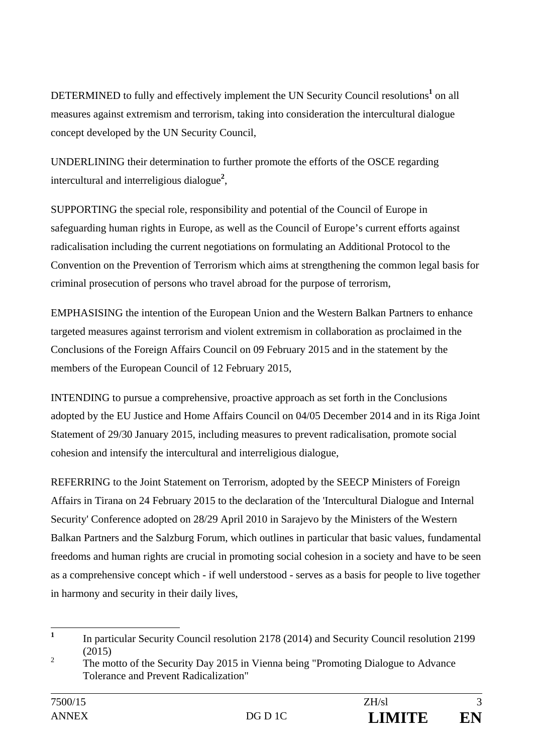DETERMINED to fully and effectively implement the UN Security Council resolutions[1] on all measures against extremism and terrorism, taking into consideration the intercultural dialogue concept developed by the UN Security Council,

UNDERLINING their determination to further promote the efforts of the OSCE regarding intercultural and interreligious dialogue[2],

SUPPORTING the special role, responsibility and potential of the Council of Europe in safeguarding human rights in Europe, as well as the Council of Europe's current efforts against radicalisation including the current negotiations on formulating an Additional Protocol to the Convention on the Prevention of Terrorism which aims at strengthening the common legal basis for criminal prosecution of persons who travel abroad for the purpose of terrorism,

EMPHASISING the intention of the European Union and the Western Balkan Partners to enhance targeted measures against terrorism and violent extremism in collaboration as proclaimed in the Conclusions of the Foreign Affairs Council on 09 February 2015 and in the statement by the members of the European Council of 12 February 2015,

INTENDING to pursue a comprehensive, proactive approach as set forth in the Conclusions adopted by the EU Justice and Home Affairs Council on 04/05 December 2014 and in its Riga Joint Statement of 29/30 January 2015, including measures to prevent radicalisation, promote social cohesion and intensify the intercultural and interreligious dialogue,

REFERRING to the Joint Statement on Terrorism, adopted by the SEECP Ministers of Foreign Affairs in Tirana on 24 February 2015 to the declaration of the 'Intercultural Dialogue and Internal Security' Conference adopted on 28/29 April 2010 in Sarajevo by the Ministers of the Western Balkan Partners and the Salzburg Forum, which outlines in particular that basic values, fundamental freedoms and human rights are crucial in promoting social cohesion in a society and have to be seen as a comprehensive concept which - if well understood - serves as a basis for people to live together in harmony and security in their daily lives,

---

[1] In particular Security Council resolution 2178 (2014) and Security Council resolution 2199 (2015)

[2] The motto of the Security Day 2015 in Vienna being "Promoting Dialogue to Advance Tolerance and Prevent Radicalization"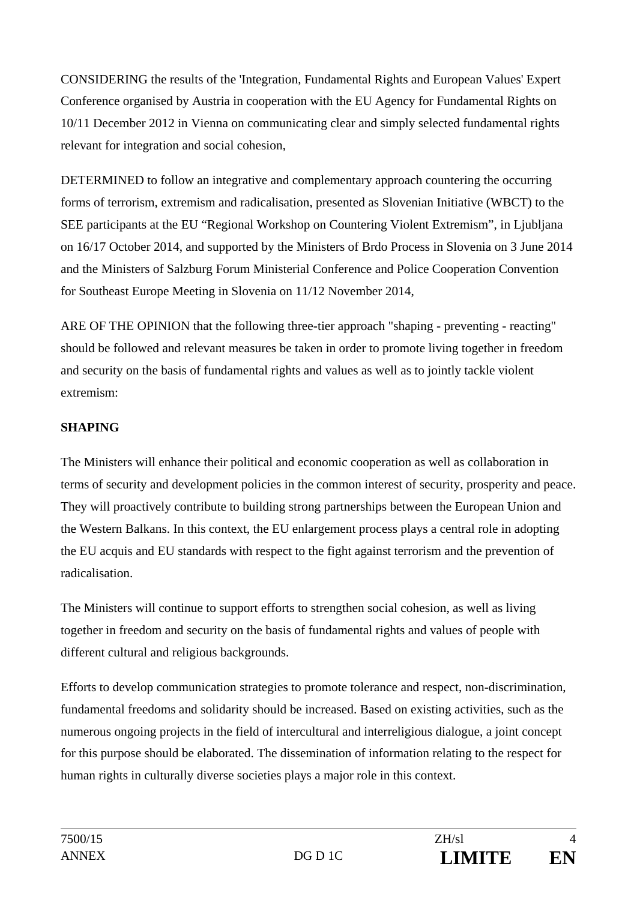CONSIDERING the results of the 'Integration, Fundamental Rights and European Values' Expert Conference organised by Austria in cooperation with the EU Agency for Fundamental Rights on 10/11 December 2012 in Vienna on communicating clear and simply selected fundamental rights relevant for integration and social cohesion,

DETERMINED to follow an integrative and complementary approach countering the occurring forms of terrorism, extremism and radicalisation, presented as Slovenian Initiative (WBCT) to the SEE participants at the EU "Regional Workshop on Countering Violent Extremism", in Ljubljana on 16/17 October 2014, and supported by the Ministers of Brdo Process in Slovenia on 3 June 2014 and the Ministers of Salzburg Forum Ministerial Conference and Police Cooperation Convention for Southeast Europe Meeting in Slovenia on 11/12 November 2014,

ARE OF THE OPINION that the following three-tier approach "shaping - preventing - reacting" should be followed and relevant measures be taken in order to promote living together in freedom and security on the basis of fundamental rights and values as well as to jointly tackle violent extremism:

**SHAPING**

The Ministers will enhance their political and economic cooperation as well as collaboration in terms of security and development policies in the common interest of security, prosperity and peace. They will proactively contribute to building strong partnerships between the European Union and the Western Balkans. In this context, the EU enlargement process plays a central role in adopting the EU acquis and EU standards with respect to the fight against terrorism and the prevention of radicalisation.

The Ministers will continue to support efforts to strengthen social cohesion, as well as living together in freedom and security on the basis of fundamental rights and values of people with different cultural and religious backgrounds.

Efforts to develop communication strategies to promote tolerance and respect, non-discrimination, fundamental freedoms and solidarity should be increased. Based on existing activities, such as the numerous ongoing projects in the field of intercultural and interreligious dialogue, a joint concept for this purpose should be elaborated. The dissemination of information relating to the respect for human rights in culturally diverse societies plays a major role in this context.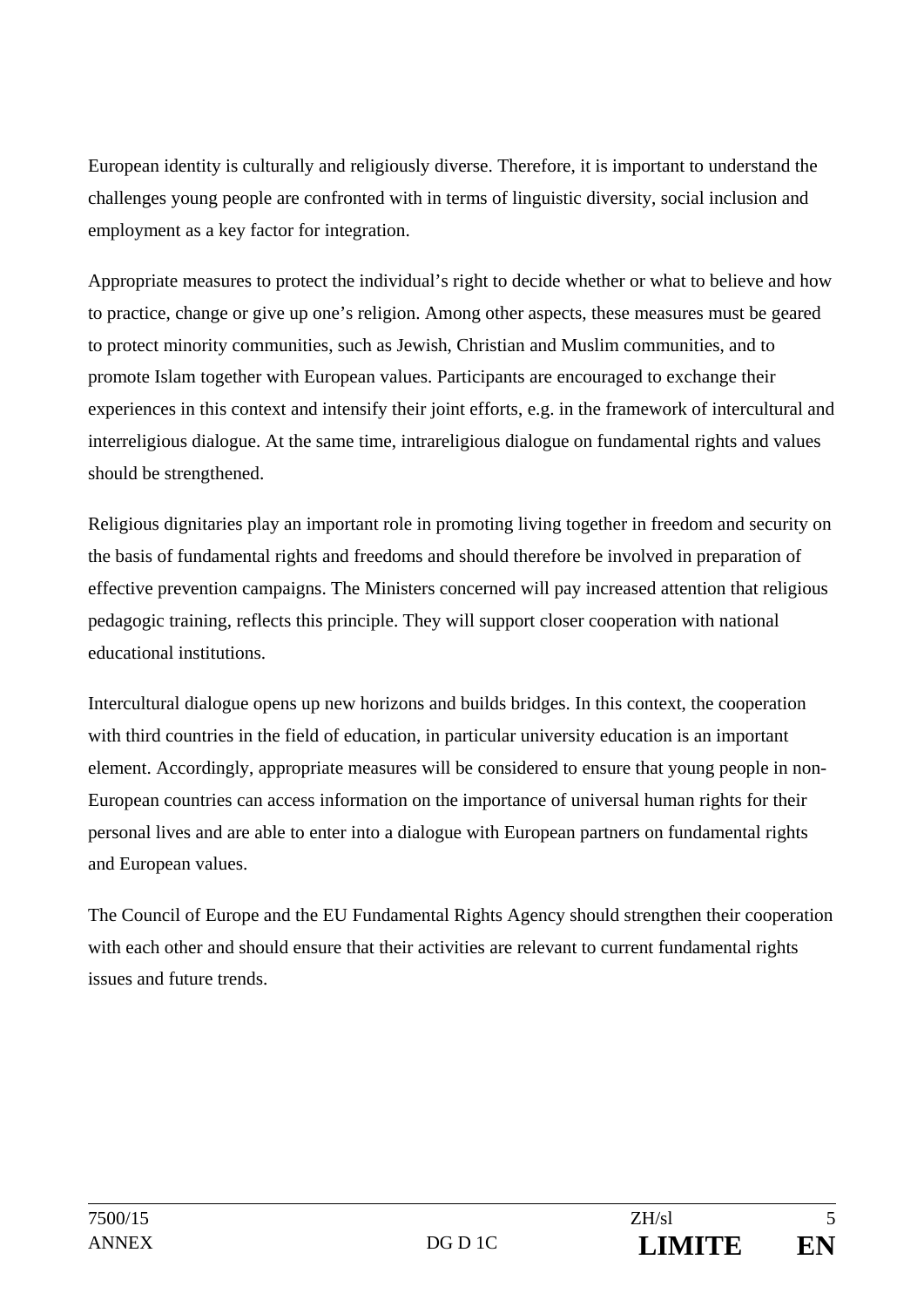European identity is culturally and religiously diverse. Therefore, it is important to understand the challenges young people are confronted with in terms of linguistic diversity, social inclusion and employment as a key factor for integration.

Appropriate measures to protect the individual's right to decide whether or what to believe and how to practice, change or give up one's religion. Among other aspects, these measures must be geared to protect minority communities, such as Jewish, Christian and Muslim communities, and to promote Islam together with European values. Participants are encouraged to exchange their experiences in this context and intensify their joint efforts, e.g. in the framework of intercultural and interreligious dialogue. At the same time, intrareligious dialogue on fundamental rights and values should be strengthened.

Religious dignitaries play an important role in promoting living together in freedom and security on the basis of fundamental rights and freedoms and should therefore be involved in preparation of effective prevention campaigns. The Ministers concerned will pay increased attention that religious pedagogic training, reflects this principle. They will support closer cooperation with national educational institutions.

Intercultural dialogue opens up new horizons and builds bridges. In this context, the cooperation with third countries in the field of education, in particular university education is an important element. Accordingly, appropriate measures will be considered to ensure that young people in non-European countries can access information on the importance of universal human rights for their personal lives and are able to enter into a dialogue with European partners on fundamental rights and European values.

The Council of Europe and the EU Fundamental Rights Agency should strengthen their cooperation with each other and should ensure that their activities are relevant to current fundamental rights issues and future trends.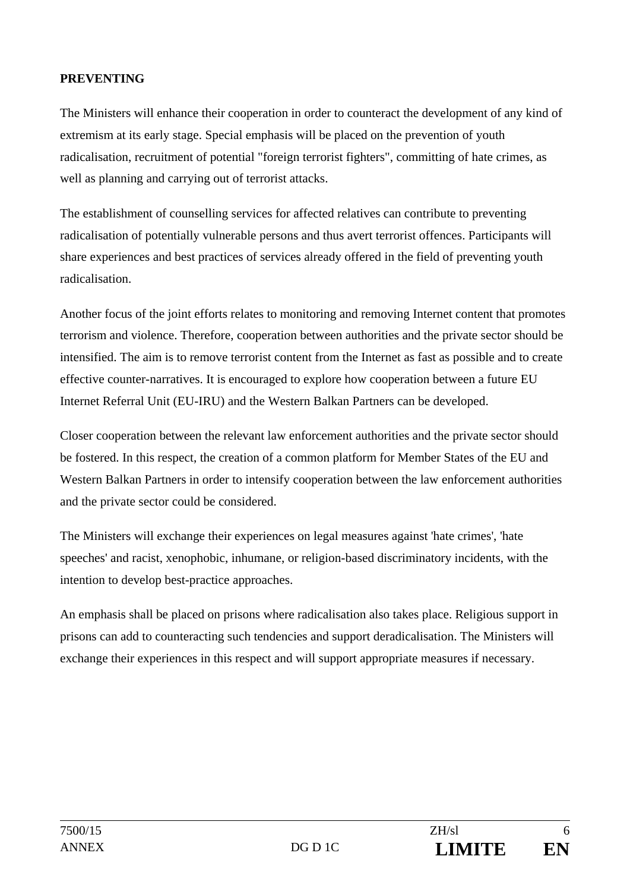**PREVENTING**

The Ministers will enhance their cooperation in order to counteract the development of any kind of extremism at its early stage. Special emphasis will be placed on the prevention of youth radicalisation, recruitment of potential "foreign terrorist fighters", committing of hate crimes, as well as planning and carrying out of terrorist attacks.

The establishment of counselling services for affected relatives can contribute to preventing radicalisation of potentially vulnerable persons and thus avert terrorist offences. Participants will share experiences and best practices of services already offered in the field of preventing youth radicalisation.

Another focus of the joint efforts relates to monitoring and removing Internet content that promotes terrorism and violence. Therefore, cooperation between authorities and the private sector should be intensified. The aim is to remove terrorist content from the Internet as fast as possible and to create effective counter-narratives. It is encouraged to explore how cooperation between a future EU Internet Referral Unit (EU-IRU) and the Western Balkan Partners can be developed.

Closer cooperation between the relevant law enforcement authorities and the private sector should be fostered. In this respect, the creation of a common platform for Member States of the EU and Western Balkan Partners in order to intensify cooperation between the law enforcement authorities and the private sector could be considered.

The Ministers will exchange their experiences on legal measures against 'hate crimes', 'hate speeches' and racist, xenophobic, inhumane, or religion-based discriminatory incidents, with the intention to develop best-practice approaches.

An emphasis shall be placed on prisons where radicalisation also takes place. Religious support in prisons can add to counteracting such tendencies and support deradicalisation. The Ministers will exchange their experiences in this respect and will support appropriate measures if necessary.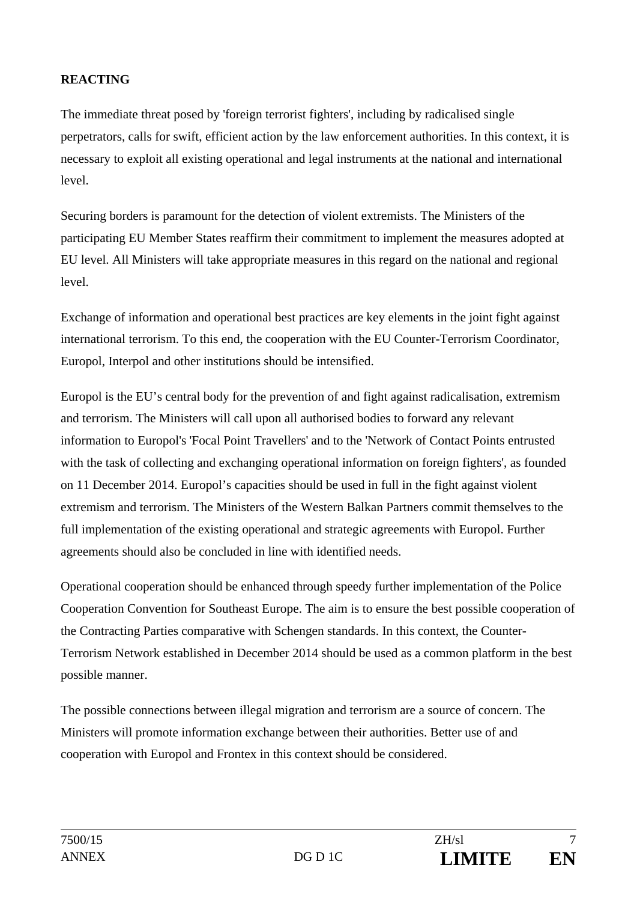**REACTING**

The immediate threat posed by 'foreign terrorist fighters', including by radicalised single perpetrators, calls for swift, efficient action by the law enforcement authorities. In this context, it is necessary to exploit all existing operational and legal instruments at the national and international level.

Securing borders is paramount for the detection of violent extremists. The Ministers of the participating EU Member States reaffirm their commitment to implement the measures adopted at EU level. All Ministers will take appropriate measures in this regard on the national and regional level.

Exchange of information and operational best practices are key elements in the joint fight against international terrorism. To this end, the cooperation with the EU Counter-Terrorism Coordinator, Europol, Interpol and other institutions should be intensified.

Europol is the EU's central body for the prevention of and fight against radicalisation, extremism and terrorism. The Ministers will call upon all authorised bodies to forward any relevant information to Europol's 'Focal Point Travellers' and to the 'Network of Contact Points entrusted with the task of collecting and exchanging operational information on foreign fighters', as founded on 11 December 2014. Europol's capacities should be used in full in the fight against violent extremism and terrorism. The Ministers of the Western Balkan Partners commit themselves to the full implementation of the existing operational and strategic agreements with Europol. Further agreements should also be concluded in line with identified needs.

Operational cooperation should be enhanced through speedy further implementation of the Police Cooperation Convention for Southeast Europe. The aim is to ensure the best possible cooperation of the Contracting Parties comparative with Schengen standards. In this context, the Counter-Terrorism Network established in December 2014 should be used as a common platform in the best possible manner.

The possible connections between illegal migration and terrorism are a source of concern. The Ministers will promote information exchange between their authorities. Better use of and cooperation with Europol and Frontex in this context should be considered.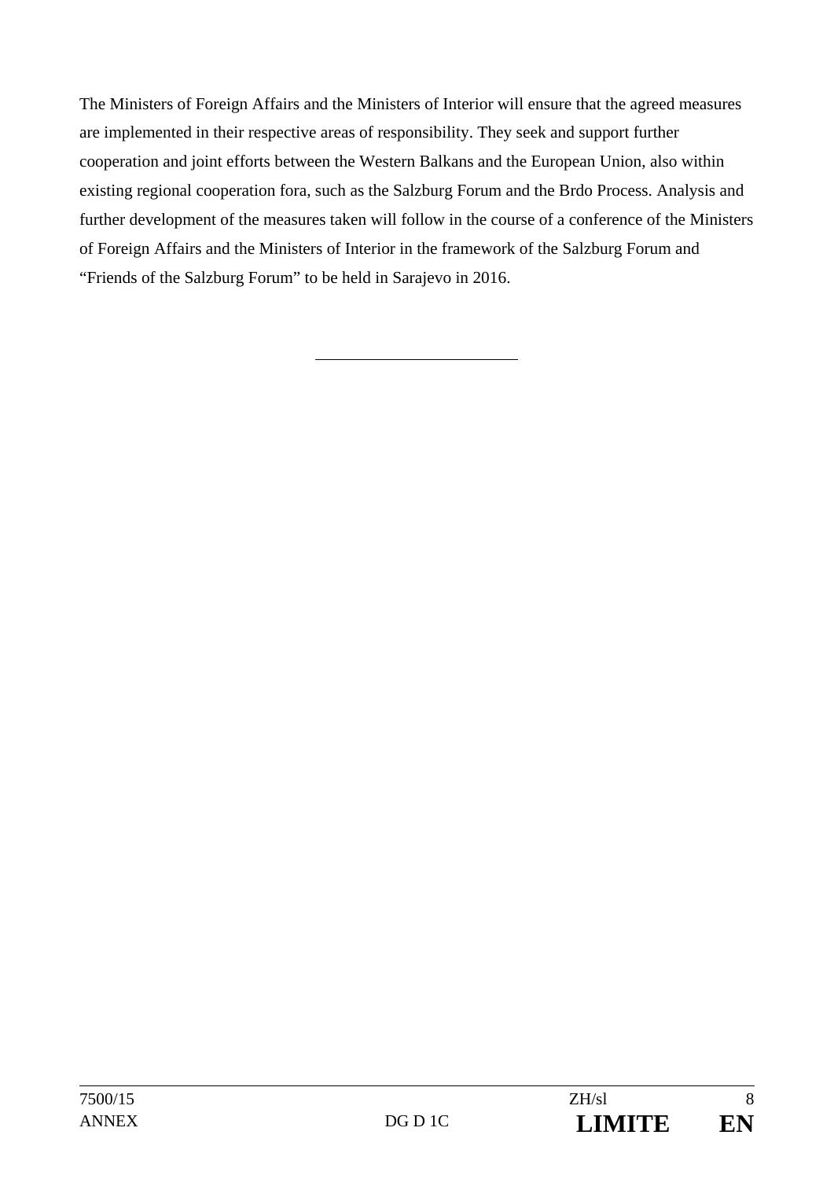The Ministers of Foreign Affairs and the Ministers of Interior will ensure that the agreed measures are implemented in their respective areas of responsibility. They seek and support further cooperation and joint efforts between the Western Balkans and the European Union, also within existing regional cooperation fora, such as the Salzburg Forum and the Brdo Process. Analysis and further development of the measures taken will follow in the course of a conference of the Ministers of Foreign Affairs and the Ministers of Interior in the framework of the Salzburg Forum and "Friends of the Salzburg Forum" to be held in Sarajevo in 2016.